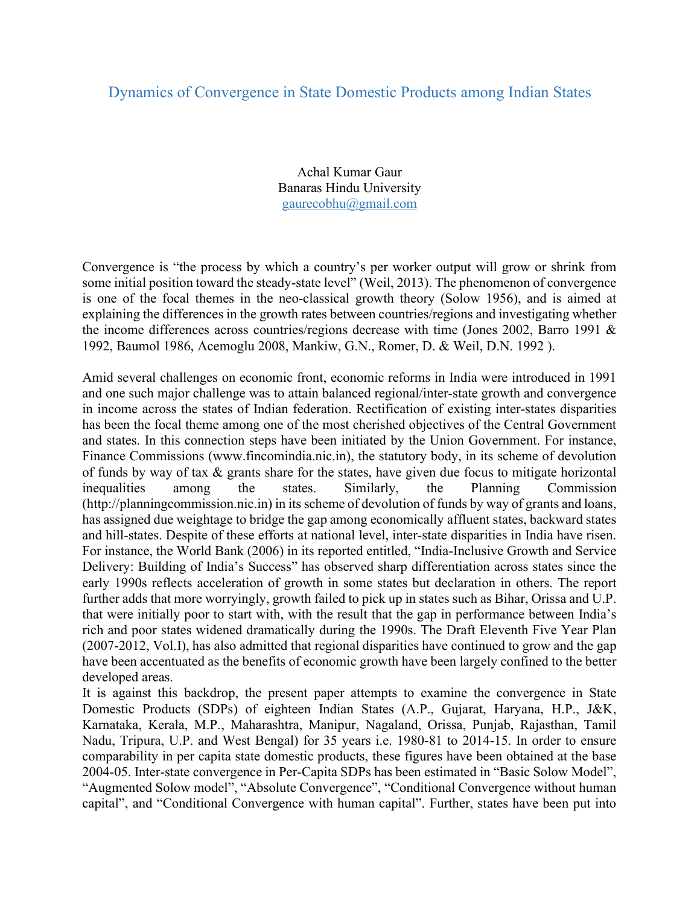# Dynamics of Convergence in State Domestic Products among Indian States

Achal Kumar Gaur
Banaras Hindu University
gaurecobhu@gmail.com

Convergence is "the process by which a country's per worker output will grow or shrink from some initial position toward the steady-state level" (Weil, 2013). The phenomenon of convergence is one of the focal themes in the neo-classical growth theory (Solow 1956), and is aimed at explaining the differences in the growth rates between countries/regions and investigating whether the income differences across countries/regions decrease with time (Jones 2002, Barro 1991 & 1992, Baumol 1986, Acemoglu 2008, Mankiw, G.N., Romer, D. & Weil, D.N. 1992 ).

Amid several challenges on economic front, economic reforms in India were introduced in 1991 and one such major challenge was to attain balanced regional/inter-state growth and convergence in income across the states of Indian federation. Rectification of existing inter-states disparities has been the focal theme among one of the most cherished objectives of the Central Government and states. In this connection steps have been initiated by the Union Government. For instance, Finance Commissions (www.fincomindia.nic.in), the statutory body, in its scheme of devolution of funds by way of tax & grants share for the states, have given due focus to mitigate horizontal inequalities among the states. Similarly, the Planning Commission (http://planningcommission.nic.in) in its scheme of devolution of funds by way of grants and loans, has assigned due weightage to bridge the gap among economically affluent states, backward states and hill-states. Despite of these efforts at national level, inter-state disparities in India have risen. For instance, the World Bank (2006) in its reported entitled, "India-Inclusive Growth and Service Delivery: Building of India's Success" has observed sharp differentiation across states since the early 1990s reflects acceleration of growth in some states but declaration in others. The report further adds that more worryingly, growth failed to pick up in states such as Bihar, Orissa and U.P. that were initially poor to start with, with the result that the gap in performance between India's rich and poor states widened dramatically during the 1990s. The Draft Eleventh Five Year Plan (2007-2012, Vol.I), has also admitted that regional disparities have continued to grow and the gap have been accentuated as the benefits of economic growth have been largely confined to the better developed areas.

It is against this backdrop, the present paper attempts to examine the convergence in State Domestic Products (SDPs) of eighteen Indian States (A.P., Gujarat, Haryana, H.P., J&K, Karnataka, Kerala, M.P., Maharashtra, Manipur, Nagaland, Orissa, Punjab, Rajasthan, Tamil Nadu, Tripura, U.P. and West Bengal) for 35 years i.e. 1980-81 to 2014-15. In order to ensure comparability in per capita state domestic products, these figures have been obtained at the base 2004-05. Inter-state convergence in Per-Capita SDPs has been estimated in "Basic Solow Model", "Augmented Solow model", "Absolute Convergence", "Conditional Convergence without human capital", and "Conditional Convergence with human capital". Further, states have been put into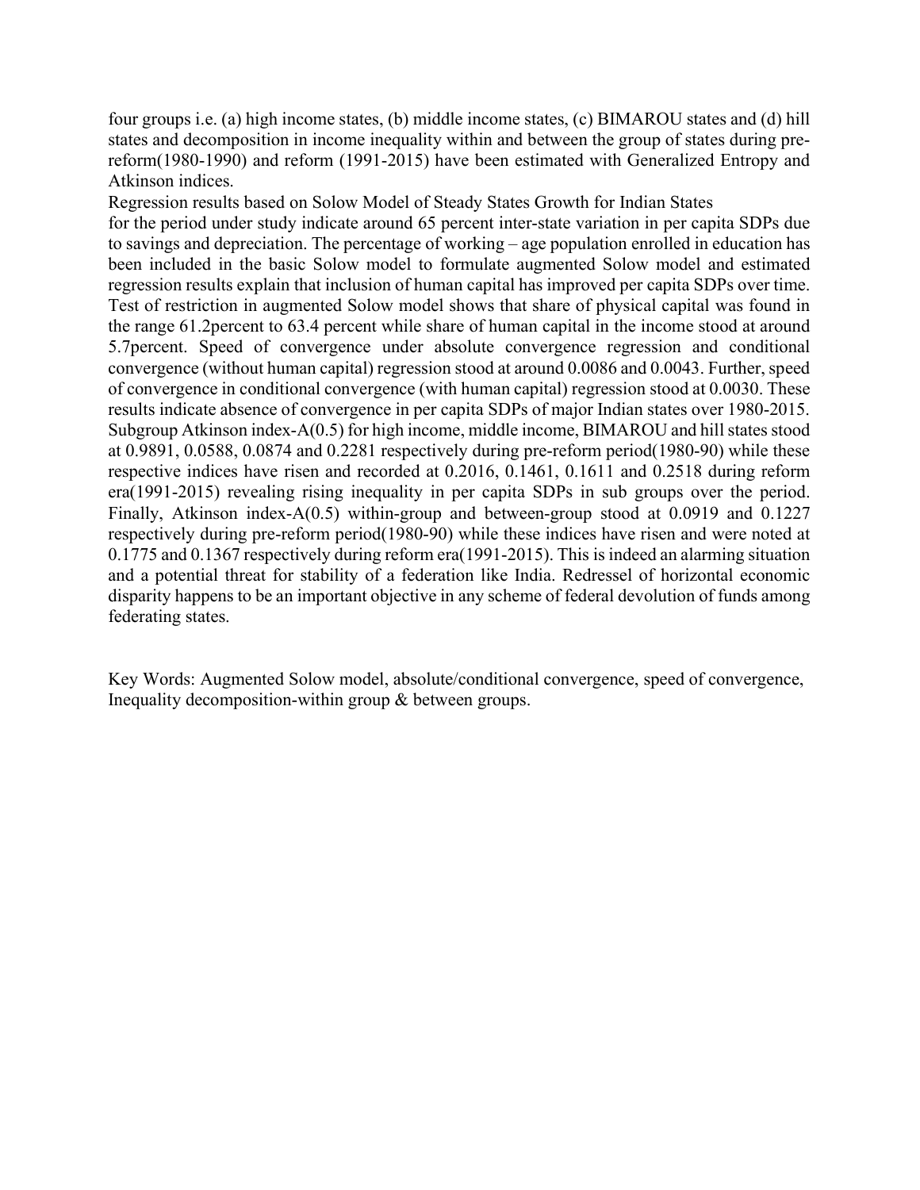four groups i.e. (a) high income states, (b) middle income states, (c) BIMAROU states and (d) hill states and decomposition in income inequality within and between the group of states during pre-reform(1980-1990) and reform (1991-2015) have been estimated with Generalized Entropy and Atkinson indices.

Regression results based on Solow Model of Steady States Growth for Indian States for the period under study indicate around 65 percent inter-state variation in per capita SDPs due to savings and depreciation. The percentage of working – age population enrolled in education has been included in the basic Solow model to formulate augmented Solow model and estimated regression results explain that inclusion of human capital has improved per capita SDPs over time. Test of restriction in augmented Solow model shows that share of physical capital was found in the range 61.2percent to 63.4 percent while share of human capital in the income stood at around 5.7percent. Speed of convergence under absolute convergence regression and conditional convergence (without human capital) regression stood at around 0.0086 and 0.0043. Further, speed of convergence in conditional convergence (with human capital) regression stood at 0.0030. These results indicate absence of convergence in per capita SDPs of major Indian states over 1980-2015. Subgroup Atkinson index-A(0.5) for high income, middle income, BIMAROU and hill states stood at 0.9891, 0.0588, 0.0874 and 0.2281 respectively during pre-reform period(1980-90) while these respective indices have risen and recorded at 0.2016, 0.1461, 0.1611 and 0.2518 during reform era(1991-2015) revealing rising inequality in per capita SDPs in sub groups over the period. Finally, Atkinson index-A(0.5) within-group and between-group stood at 0.0919 and 0.1227 respectively during pre-reform period(1980-90) while these indices have risen and were noted at 0.1775 and 0.1367 respectively during reform era(1991-2015). This is indeed an alarming situation and a potential threat for stability of a federation like India. Redressel of horizontal economic disparity happens to be an important objective in any scheme of federal devolution of funds among federating states.

Key Words: Augmented Solow model, absolute/conditional convergence, speed of convergence, Inequality decomposition-within group & between groups.